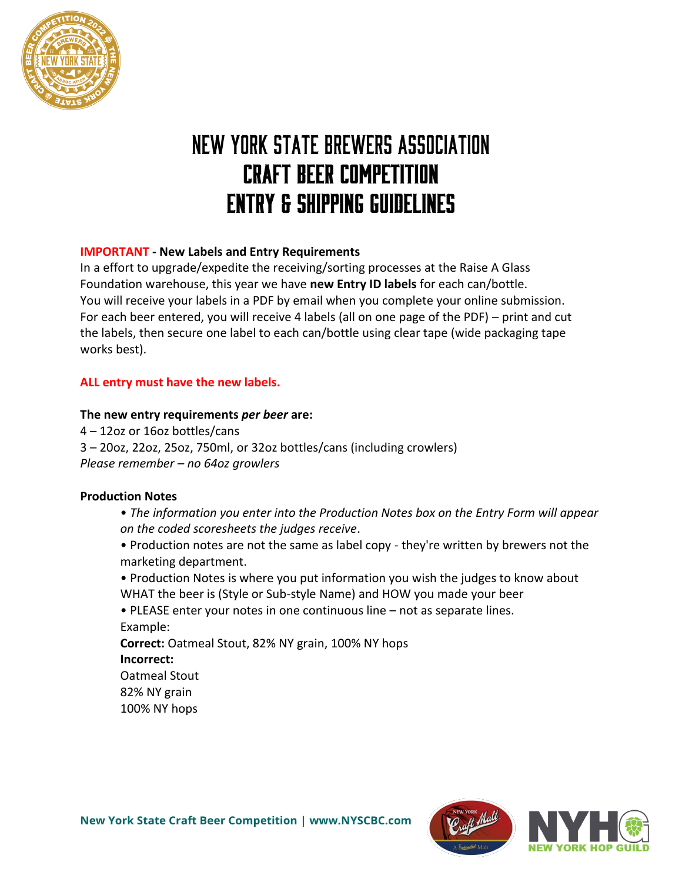# NEW YORK STATE BREWERS ASSOCIATION CRAFT BEER COMPETITION ENTRY & SHIPPING GUIDELINES

**IMPORTANT - New Labels and Entry Requirements**

In a effort to upgrade/expedite the receiving/sorting processes at the Raise A Glass Foundation warehouse, this year we have **new Entry ID labels** for each can/bottle. You will receive your labels in a PDF by email when you complete your online submission. For each beer entered, you will receive 4 labels (all on one page of the PDF) – print and cut the labels, then secure one label to each can/bottle using clear tape (wide packaging tape works best).

**ALL entry must have the new labels.**

**The new entry requirements *per beer* are:**

4 – 12oz or 16oz bottles/cans
3 – 20oz, 22oz, 25oz, 750ml, or 32oz bottles/cans (including crowlers)
*Please remember – no 64oz growlers*

**Production Notes**

- *The information you enter into the Production Notes box on the Entry Form will appear on the coded scoresheets the judges receive*.
- Production notes are not the same as label copy - they're written by brewers not the marketing department.
- Production Notes is where you put information you wish the judges to know about WHAT the beer is (Style or Sub-style Name) and HOW you made your beer
- PLEASE enter your notes in one continuous line – not as separate lines.

Example:

**Correct:** Oatmeal Stout, 82% NY grain, 100% NY hops

**Incorrect:**

Oatmeal Stout
82% NY grain
100% NY hops

New York State Craft Beer Competition | www.NYSCBC.com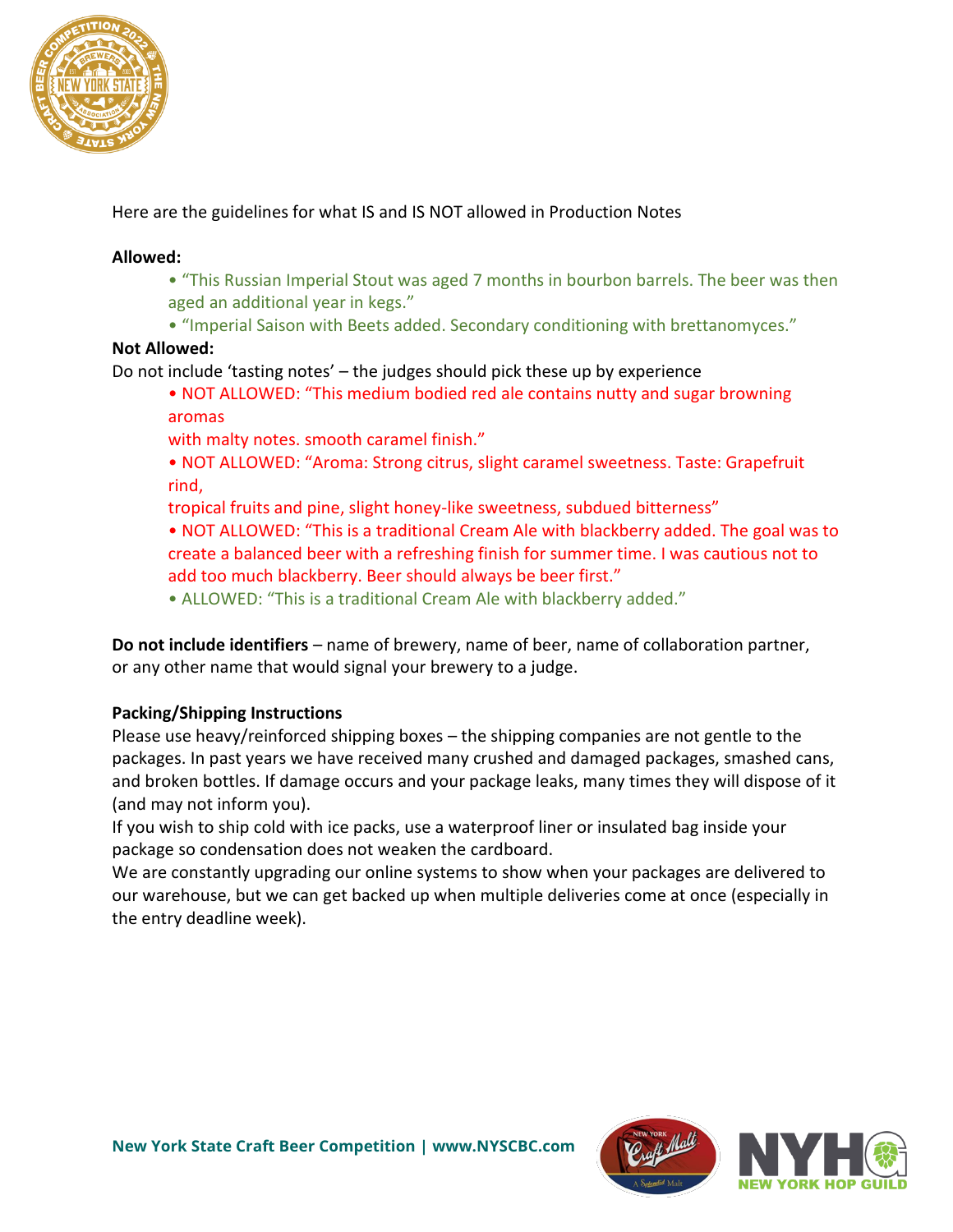Here are the guidelines for what IS and IS NOT allowed in Production Notes

**Allowed:**

- "This Russian Imperial Stout was aged 7 months in bourbon barrels. The beer was then aged an additional year in kegs."
- "Imperial Saison with Beets added. Secondary conditioning with brettanomyces."

**Not Allowed:**

Do not include 'tasting notes' – the judges should pick these up by experience

- NOT ALLOWED: "This medium bodied red ale contains nutty and sugar browning aromas with malty notes. smooth caramel finish."
- NOT ALLOWED: "Aroma: Strong citrus, slight caramel sweetness. Taste: Grapefruit rind, tropical fruits and pine, slight honey-like sweetness, subdued bitterness"
- NOT ALLOWED: "This is a traditional Cream Ale with blackberry added. The goal was to create a balanced beer with a refreshing finish for summer time. I was cautious not to add too much blackberry. Beer should always be beer first."
- ALLOWED: "This is a traditional Cream Ale with blackberry added."

**Do not include identifiers** – name of brewery, name of beer, name of collaboration partner, or any other name that would signal your brewery to a judge.

**Packing/Shipping Instructions**

Please use heavy/reinforced shipping boxes – the shipping companies are not gentle to the packages. In past years we have received many crushed and damaged packages, smashed cans, and broken bottles. If damage occurs and your package leaks, many times they will dispose of it (and may not inform you).

If you wish to ship cold with ice packs, use a waterproof liner or insulated bag inside your package so condensation does not weaken the cardboard.

We are constantly upgrading our online systems to show when your packages are delivered to our warehouse, but we can get backed up when multiple deliveries come at once (especially in the entry deadline week).